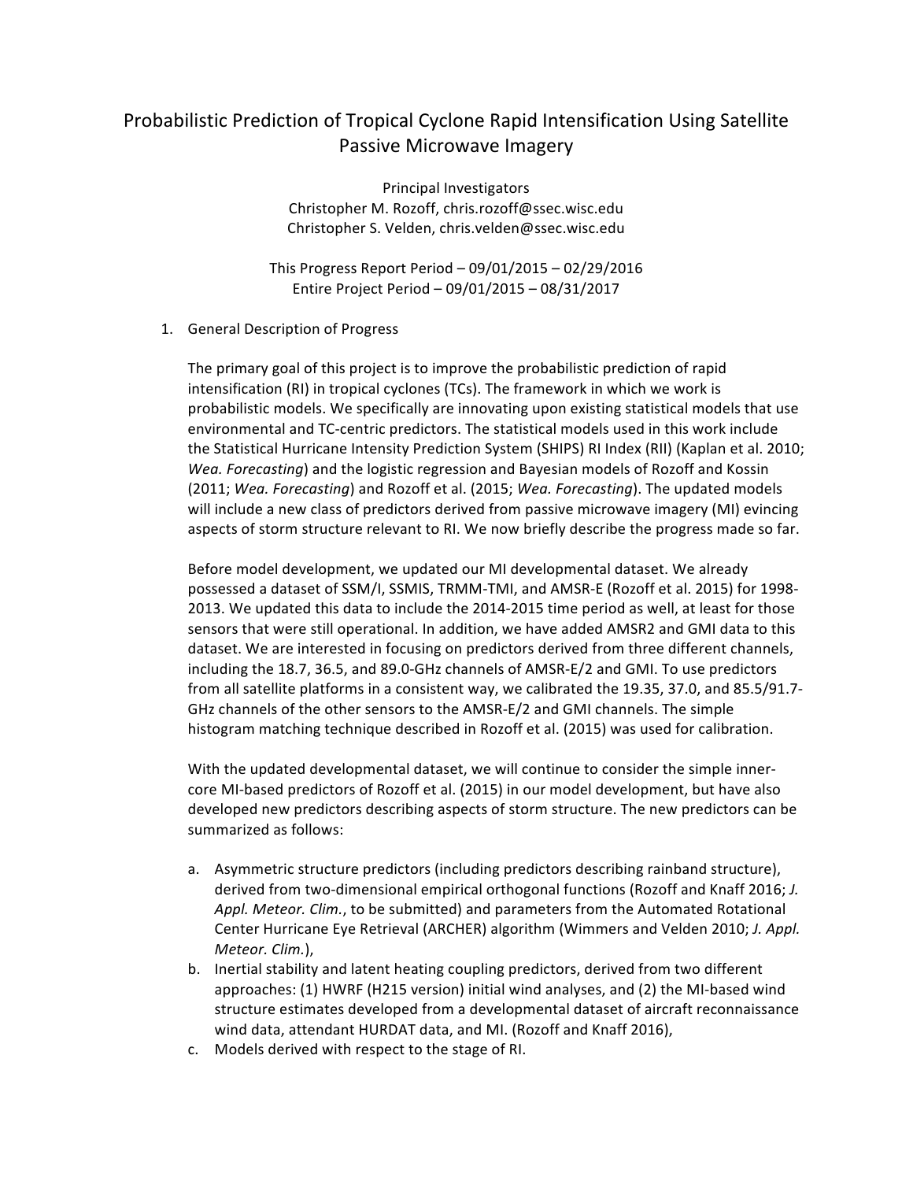# Probabilistic Prediction of Tropical Cyclone Rapid Intensification Using Satellite Passive Microwave Imagery

Principal Investigators
Christopher M. Rozoff, chris.rozoff@ssec.wisc.edu
Christopher S. Velden, chris.velden@ssec.wisc.edu

This Progress Report Period – 09/01/2015 – 02/29/2016
Entire Project Period – 09/01/2015 – 08/31/2017

1. General Description of Progress

The primary goal of this project is to improve the probabilistic prediction of rapid intensification (RI) in tropical cyclones (TCs). The framework in which we work is probabilistic models. We specifically are innovating upon existing statistical models that use environmental and TC-centric predictors. The statistical models used in this work include the Statistical Hurricane Intensity Prediction System (SHIPS) RI Index (RII) (Kaplan et al. 2010; *Wea. Forecasting*) and the logistic regression and Bayesian models of Rozoff and Kossin (2011; *Wea. Forecasting*) and Rozoff et al. (2015; *Wea. Forecasting*). The updated models will include a new class of predictors derived from passive microwave imagery (MI) evincing aspects of storm structure relevant to RI. We now briefly describe the progress made so far.

Before model development, we updated our MI developmental dataset. We already possessed a dataset of SSM/I, SSMIS, TRMM-TMI, and AMSR-E (Rozoff et al. 2015) for 1998-2013. We updated this data to include the 2014-2015 time period as well, at least for those sensors that were still operational. In addition, we have added AMSR2 and GMI data to this dataset. We are interested in focusing on predictors derived from three different channels, including the 18.7, 36.5, and 89.0-GHz channels of AMSR-E/2 and GMI. To use predictors from all satellite platforms in a consistent way, we calibrated the 19.35, 37.0, and 85.5/91.7-GHz channels of the other sensors to the AMSR-E/2 and GMI channels. The simple histogram matching technique described in Rozoff et al. (2015) was used for calibration.

With the updated developmental dataset, we will continue to consider the simple inner-core MI-based predictors of Rozoff et al. (2015) in our model development, but have also developed new predictors describing aspects of storm structure. The new predictors can be summarized as follows:

a. Asymmetric structure predictors (including predictors describing rainband structure), derived from two-dimensional empirical orthogonal functions (Rozoff and Knaff 2016; *J. Appl. Meteor. Clim.*, to be submitted) and parameters from the Automated Rotational Center Hurricane Eye Retrieval (ARCHER) algorithm (Wimmers and Velden 2010; *J. Appl. Meteor. Clim.*),
b. Inertial stability and latent heating coupling predictors, derived from two different approaches: (1) HWRF (H215 version) initial wind analyses, and (2) the MI-based wind structure estimates developed from a developmental dataset of aircraft reconnaissance wind data, attendant HURDAT data, and MI. (Rozoff and Knaff 2016),
c. Models derived with respect to the stage of RI.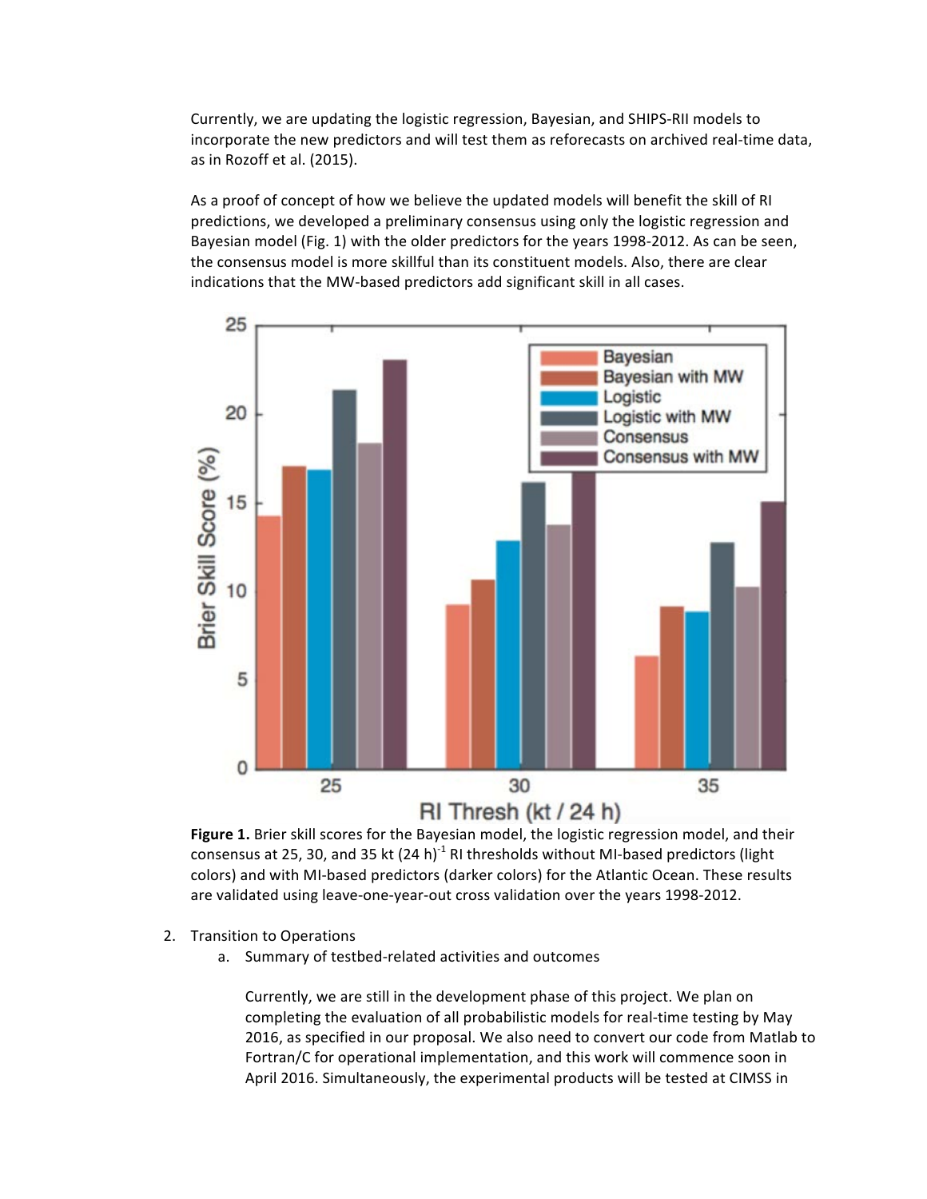Currently, we are updating the logistic regression, Bayesian, and SHIPS-RII models to incorporate the new predictors and will test them as reforecasts on archived real-time data, as in Rozoff et al. (2015).

As a proof of concept of how we believe the updated models will benefit the skill of RI predictions, we developed a preliminary consensus using only the logistic regression and Bayesian model (Fig. 1) with the older predictors for the years 1998-2012. As can be seen, the consensus model is more skillful than its constituent models. Also, there are clear indications that the MW-based predictors add significant skill in all cases.

**Figure 1.** Brier skill scores for the Bayesian model, the logistic regression model, and their consensus at 25, 30, and 35 kt (24 h)$^{-1}$ RI thresholds without MI-based predictors (light colors) and with MI-based predictors (darker colors) for the Atlantic Ocean. These results are validated using leave-one-year-out cross validation over the years 1998-2012.

2. Transition to Operations
    a. Summary of testbed-related activities and outcomes

       Currently, we are still in the development phase of this project. We plan on completing the evaluation of all probabilistic models for real-time testing by May 2016, as specified in our proposal. We also need to convert our code from Matlab to Fortran/C for operational implementation, and this work will commence soon in April 2016. Simultaneously, the experimental products will be tested at CIMSS in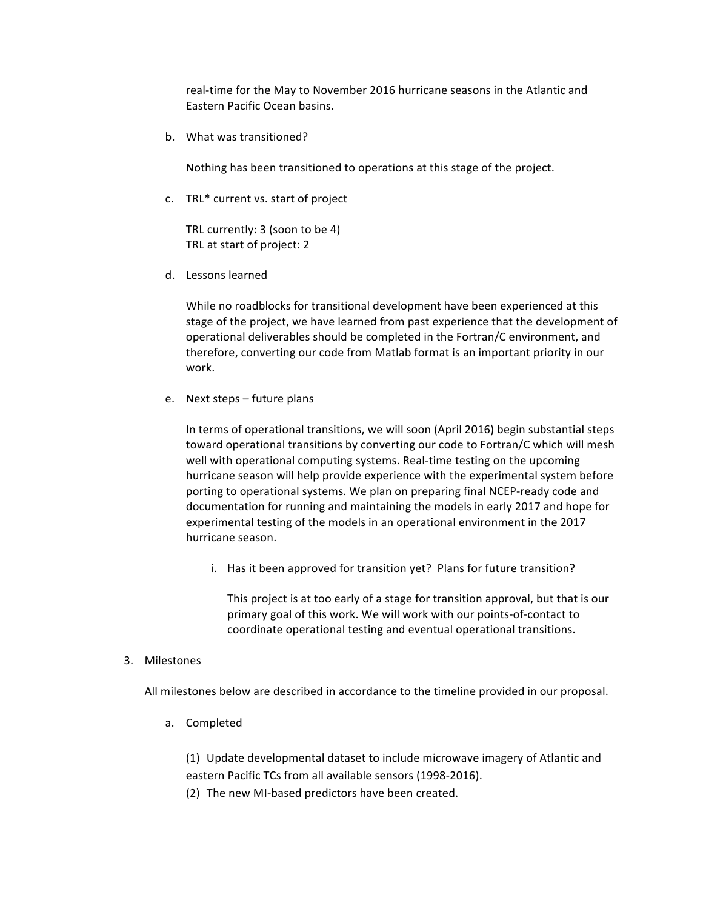real-time for the May to November 2016 hurricane seasons in the Atlantic and Eastern Pacific Ocean basins.

b. What was transitioned?

Nothing has been transitioned to operations at this stage of the project.

c. TRL* current vs. start of project

TRL currently: 3 (soon to be 4)
TRL at start of project: 2

d. Lessons learned

While no roadblocks for transitional development have been experienced at this stage of the project, we have learned from past experience that the development of operational deliverables should be completed in the Fortran/C environment, and therefore, converting our code from Matlab format is an important priority in our work.

e. Next steps – future plans

In terms of operational transitions, we will soon (April 2016) begin substantial steps toward operational transitions by converting our code to Fortran/C which will mesh well with operational computing systems. Real-time testing on the upcoming hurricane season will help provide experience with the experimental system before porting to operational systems. We plan on preparing final NCEP-ready code and documentation for running and maintaining the models in early 2017 and hope for experimental testing of the models in an operational environment in the 2017 hurricane season.

i. Has it been approved for transition yet? Plans for future transition?

This project is at too early of a stage for transition approval, but that is our primary goal of this work. We will work with our points-of-contact to coordinate operational testing and eventual operational transitions.

3. Milestones

All milestones below are described in accordance to the timeline provided in our proposal.

a. Completed

(1) Update developmental dataset to include microwave imagery of Atlantic and eastern Pacific TCs from all available sensors (1998-2016).
(2) The new MI-based predictors have been created.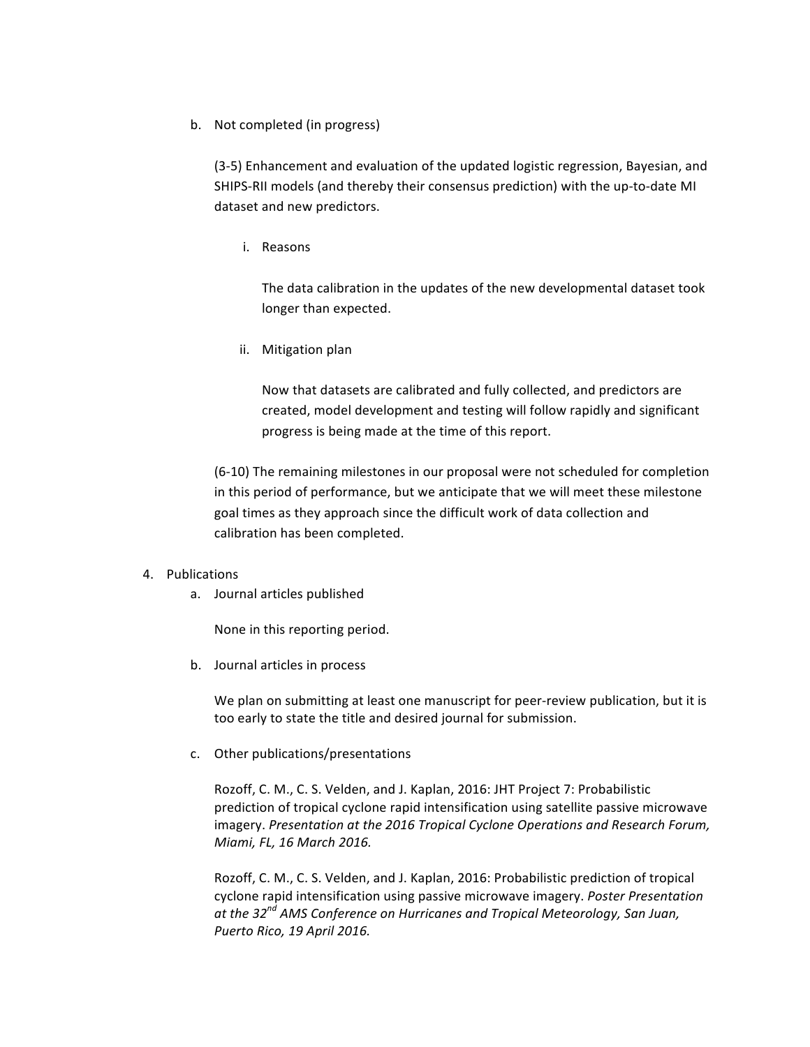b. Not completed (in progress)

   (3-5) Enhancement and evaluation of the updated logistic regression, Bayesian, and SHIPS-RII models (and thereby their consensus prediction) with the up-to-date MI dataset and new predictors.

   i. Reasons

      The data calibration in the updates of the new developmental dataset took longer than expected.

   ii. Mitigation plan

      Now that datasets are calibrated and fully collected, and predictors are created, model development and testing will follow rapidly and significant progress is being made at the time of this report.

   (6-10) The remaining milestones in our proposal were not scheduled for completion in this period of performance, but we anticipate that we will meet these milestone goal times as they approach since the difficult work of data collection and calibration has been completed.

4. Publications

   a. Journal articles published

      None in this reporting period.

   b. Journal articles in process

      We plan on submitting at least one manuscript for peer-review publication, but it is too early to state the title and desired journal for submission.

   c. Other publications/presentations

      Rozoff, C. M., C. S. Velden, and J. Kaplan, 2016: JHT Project 7: Probabilistic prediction of tropical cyclone rapid intensification using satellite passive microwave imagery. *Presentation at the 2016 Tropical Cyclone Operations and Research Forum, Miami, FL, 16 March 2016.*

      Rozoff, C. M., C. S. Velden, and J. Kaplan, 2016: Probabilistic prediction of tropical cyclone rapid intensification using passive microwave imagery. *Poster Presentation at the 32nd AMS Conference on Hurricanes and Tropical Meteorology, San Juan, Puerto Rico, 19 April 2016.*